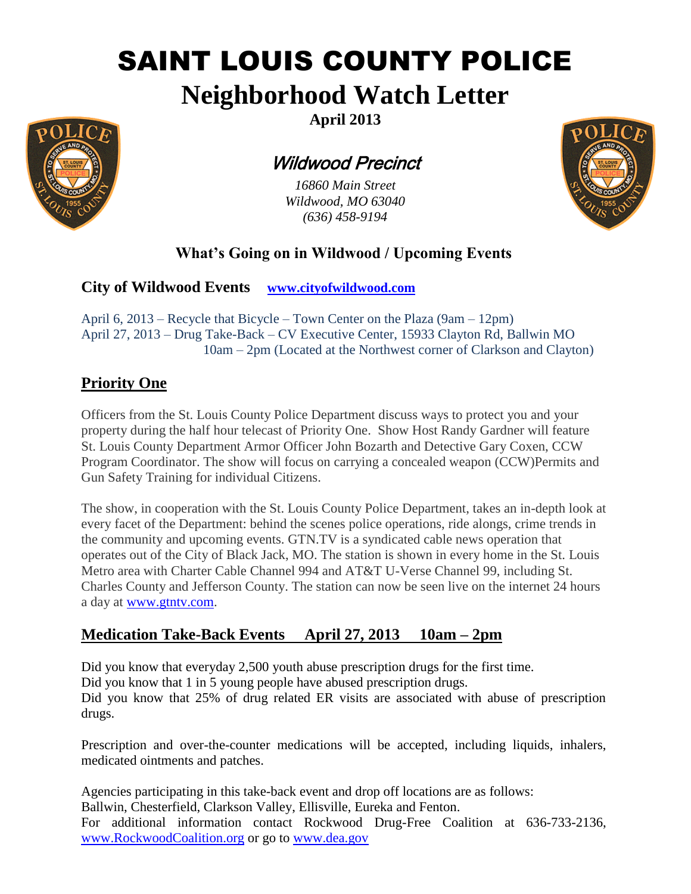# SAINT LOUIS COUNTY POLICE

# Neighborhood Watch Letter

**April 2013**

## *Wildwood Precinct*

*16860 Main Street*
*Wildwood, MO 63040*
*(636) 458-9194*

### What's Going on in Wildwood / Upcoming Events

### City of Wildwood Events [www.cityofwildwood.com](www.cityofwildwood.com)

April 6, 2013 – Recycle that Bicycle – Town Center on the Plaza (9am – 12pm)
April 27, 2013 – Drug Take-Back – CV Executive Center, 15933 Clayton Rd, Ballwin MO
10am – 2pm (Located at the Northwest corner of Clarkson and Clayton)

## Priority One

Officers from the St. Louis County Police Department discuss ways to protect you and your property during the half hour telecast of Priority One. Show Host Randy Gardner will feature St. Louis County Department Armor Officer John Bozarth and Detective Gary Coxen, CCW Program Coordinator. The show will focus on carrying a concealed weapon (CCW)Permits and Gun Safety Training for individual Citizens.

The show, in cooperation with the St. Louis County Police Department, takes an in-depth look at every facet of the Department: behind the scenes police operations, ride alongs, crime trends in the community and upcoming events. GTN.TV is a syndicated cable news operation that operates out of the City of Black Jack, MO. The station is shown in every home in the St. Louis Metro area with Charter Cable Channel 994 and AT&T U-Verse Channel 99, including St. Charles County and Jefferson County. The station can now be seen live on the internet 24 hours a day at [www.gtntv.com](www.gtntv.com).

## Medication Take-Back Events April 27, 2013 10am – 2pm

Did you know that everyday 2,500 youth abuse prescription drugs for the first time.
Did you know that 1 in 5 young people have abused prescription drugs.
Did you know that 25% of drug related ER visits are associated with abuse of prescription drugs.

Prescription and over-the-counter medications will be accepted, including liquids, inhalers, medicated ointments and patches.

Agencies participating in this take-back event and drop off locations are as follows:
Ballwin, Chesterfield, Clarkson Valley, Ellisville, Eureka and Fenton.
For additional information contact Rockwood Drug-Free Coalition at 636-733-2136, [www.RockwoodCoalition.org](www.RockwoodCoalition.org) or go to [www.dea.gov](www.dea.gov)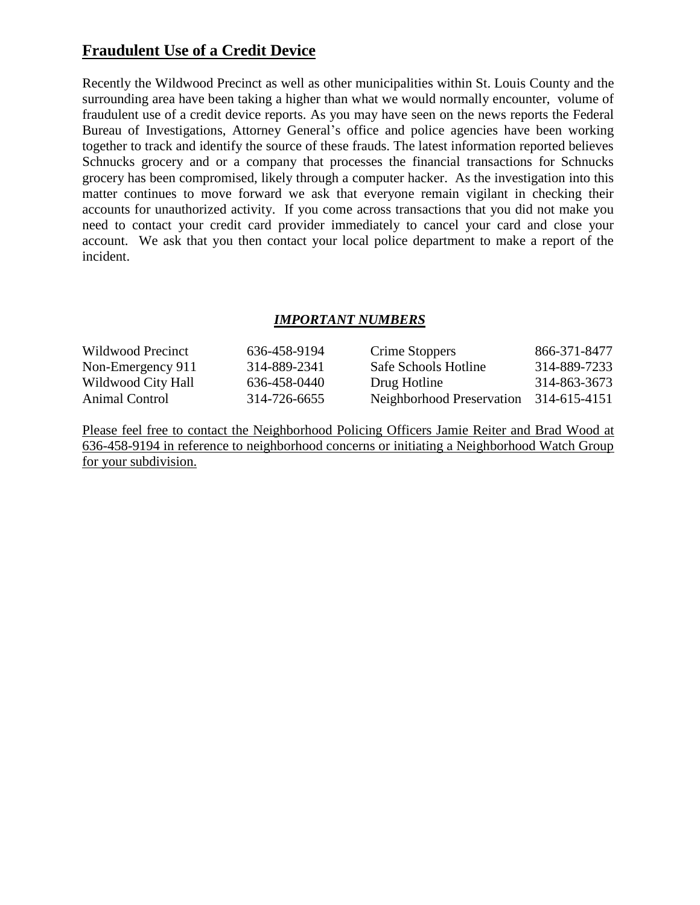## **Fraudulent Use of a Credit Device**

Recently the Wildwood Precinct as well as other municipalities within St. Louis County and the surrounding area have been taking a higher than what we would normally encounter, volume of fraudulent use of a credit device reports. As you may have seen on the news reports the Federal Bureau of Investigations, Attorney General's office and police agencies have been working together to track and identify the source of these frauds. The latest information reported believes Schnucks grocery and or a company that processes the financial transactions for Schnucks grocery has been compromised, likely through a computer hacker. As the investigation into this matter continues to move forward we ask that everyone remain vigilant in checking their accounts for unauthorized activity. If you come across transactions that you did not make you need to contact your credit card provider immediately to cancel your card and close your account. We ask that you then contact your local police department to make a report of the incident.

***IMPORTANT NUMBERS***

| | | | |
|---|---|---|---|
| Wildwood Precinct | 636-458-9194 | Crime Stoppers | 866-371-8477 |
| Non-Emergency 911 | 314-889-2341 | Safe Schools Hotline | 314-889-7233 |
| Wildwood City Hall | 636-458-0440 | Drug Hotline | 314-863-3673 |
| Animal Control | 314-726-6655 | Neighborhood Preservation | 314-615-4151 |

Please feel free to contact the Neighborhood Policing Officers Jamie Reiter and Brad Wood at 636-458-9194 in reference to neighborhood concerns or initiating a Neighborhood Watch Group for your subdivision.